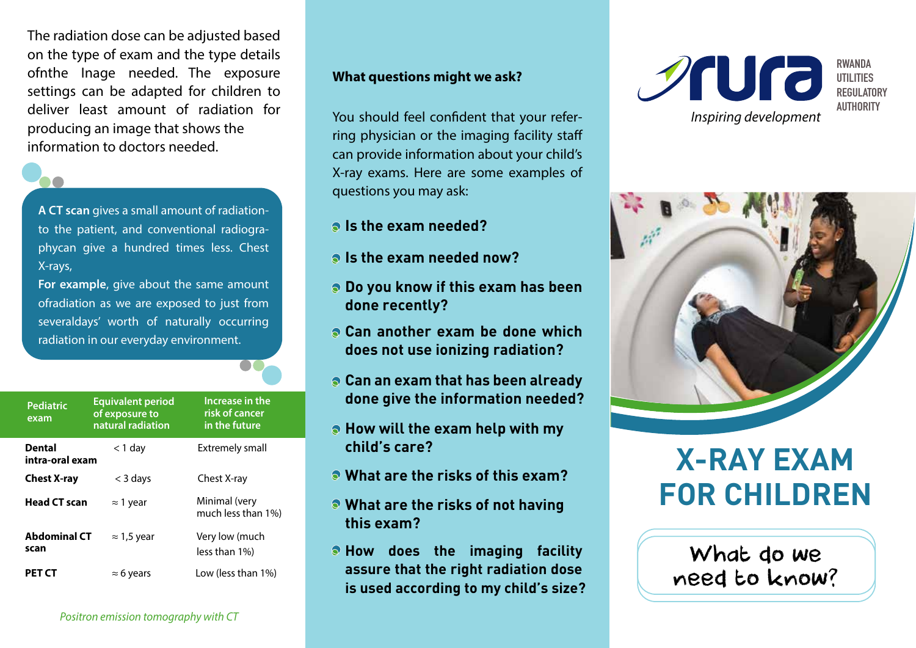The radiation dose can be adjusted based on the type of exam and the type details ofnthe Inage needed. The exposure settings can be adapted for children to deliver least amount of radiation for producing an image that shows the information to doctors needed.

**A CT scan** gives a small amount of radiation-to the patient, and conventional radiographycan give a hundred times less. Chest X-rays,

**For example**, give about the same amount ofradiation as we are exposed to just from severaldays' worth of naturally occurring radiation in our everyday environment.

| Pediatric exam | Equivalent period of exposure to natural radiation | Increase in the risk of cancer in the future |
|---|---|---|
| **Dental intra-oral exam** | < 1 day | Extremely small |
| **Chest X-ray** | < 3 days | Chest X-ray |
| **Head CT scan** | ≈ 1 year | Minimal (very much less than 1%) |
| **Abdominal CT scan** | ≈ 1,5 year | Very low (much less than 1%) |
| **PET CT** | ≈ 6 years | Low (less than 1%) |

*Positron emission tomography with CT*

**What questions might we ask?**

You should feel confident that your referring physician or the imaging facility staff can provide information about your child's X-ray exams. Here are some examples of questions you may ask:

- **Is the exam needed?**
- **Is the exam needed now?**
- **Do you know if this exam has been done recently?**
- **Can another exam be done which does not use ionizing radiation?**
- **Can an exam that has been already done give the information needed?**
- **How will the exam help with my child's care?**
- **What are the risks of this exam?**
- **What are the risks of not having this exam?**
- **How does the imaging facility assure that the right radiation dose is used according to my child's size?**

rura

RWANDA UTILITIES REGULATORY AUTHORITY

*Inspiring development*

# X-RAY EXAM FOR CHILDREN

What do we need to know?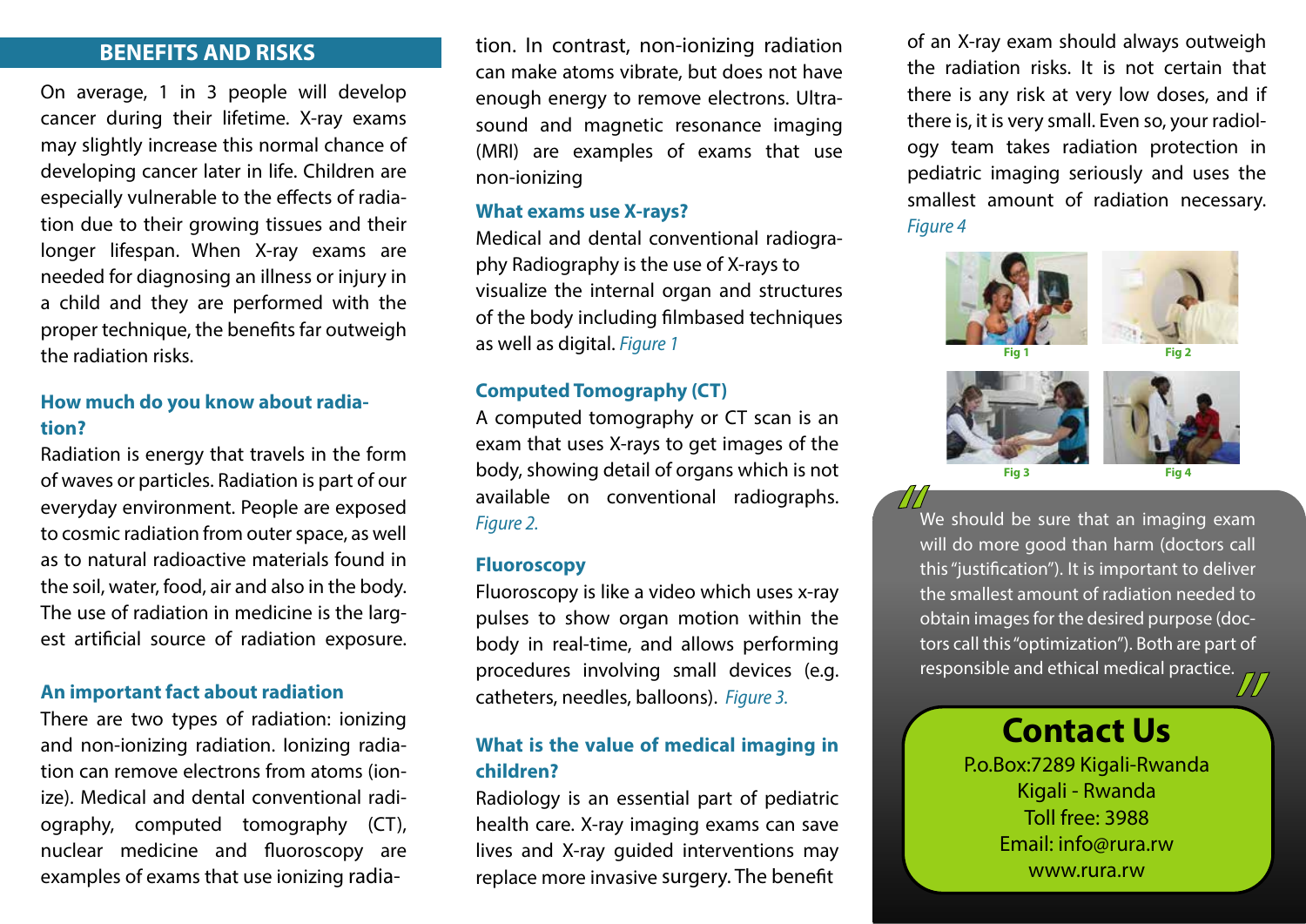## BENEFITS AND RISKS

On average, 1 in 3 people will develop cancer during their lifetime. X-ray exams may slightly increase this normal chance of developing cancer later in life. Children are especially vulnerable to the effects of radiation due to their growing tissues and their longer lifespan. When X-ray exams are needed for diagnosing an illness or injury in a child and they are performed with the proper technique, the benefits far outweigh the radiation risks.

### How much do you know about radiation?

Radiation is energy that travels in the form of waves or particles. Radiation is part of our everyday environment. People are exposed to cosmic radiation from outer space, as well as to natural radioactive materials found in the soil, water, food, air and also in the body. The use of radiation in medicine is the largest artificial source of radiation exposure.

### An important fact about radiation

There are two types of radiation: ionizing and non-ionizing radiation. Ionizing radiation can remove electrons from atoms (ionize). Medical and dental conventional radiography, computed tomography (CT), nuclear medicine and fluoroscopy are examples of exams that use ionizing radiation. In contrast, non-ionizing radiation can make atoms vibrate, but does not have enough energy to remove electrons. Ultrasound and magnetic resonance imaging (MRI) are examples of exams that use non-ionizing

### What exams use X-rays?

Medical and dental conventional radiography Radiography is the use of X-rays to visualize the internal organ and structures of the body including filmbased techniques as well as digital. *Figure 1*

### Computed Tomography (CT)

A computed tomography or CT scan is an exam that uses X-rays to get images of the body, showing detail of organs which is not available on conventional radiographs. *Figure 2.*

### Fluoroscopy

Fluoroscopy is like a video which uses x-ray pulses to show organ motion within the body in real-time, and allows performing procedures involving small devices (e.g. catheters, needles, balloons). *Figure 3.*

### What is the value of medical imaging in children?

Radiology is an essential part of pediatric health care. X-ray imaging exams can save lives and X-ray guided interventions may replace more invasive surgery. The benefit of an X-ray exam should always outweigh the radiation risks. It is not certain that there is any risk at very low doses, and if there is, it is very small. Even so, your radiology team takes radiation protection in pediatric imaging seriously and uses the smallest amount of radiation necessary. *Figure 4*

Fig 1

Fig 2

Fig 3

Fig 4

> "We should be sure that an imaging exam will do more good than harm (doctors call this "justification"). It is important to deliver the smallest amount of radiation needed to obtain images for the desired purpose (doctors call this "optimization"). Both are part of responsible and ethical medical practice."

## Contact Us

P.o.Box:7289 Kigali-Rwanda
Kigali - Rwanda
Toll free: 3988
Email: info@rura.rw
www.rura.rw